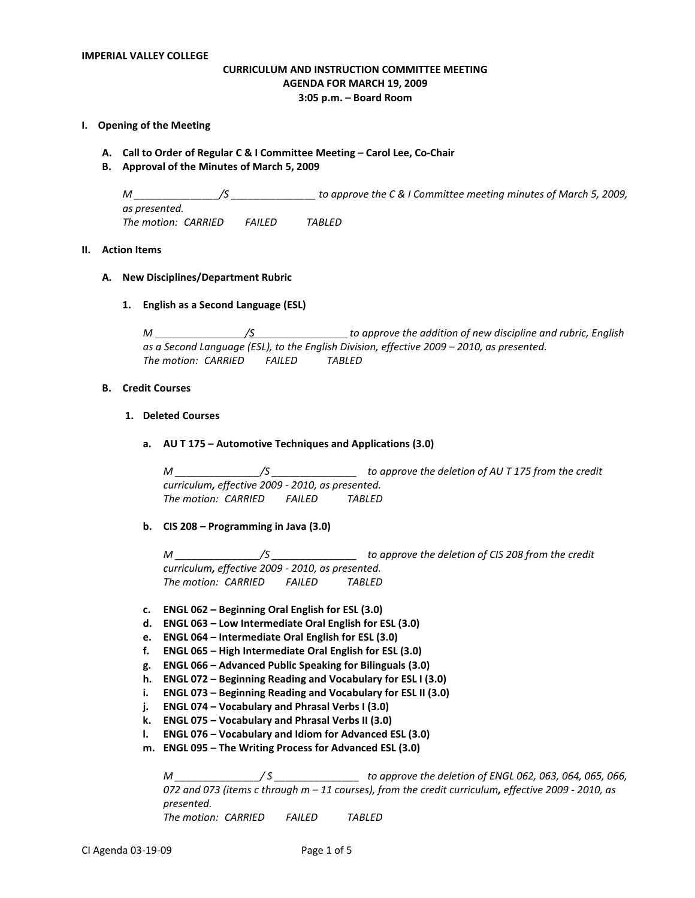**IMPERIAL VALLEY COLLEGE**

**CURRICULUM AND INSTRUCTION COMMITTEE MEETING**
**AGENDA FOR MARCH 19, 2009**
**3:05 p.m. – Board Room**

## I. Opening of the Meeting

**A. Call to Order of Regular C & I Committee Meeting – Carol Lee, Co-Chair**

**B. Approval of the Minutes of March 5, 2009**

*M _______________/S _______________ to approve the C & I Committee meeting minutes of March 5, 2009, as presented.*
*The motion: CARRIED FAILED TABLED*

## II. Action Items

### A. New Disciplines/Department Rubric

**1. English as a Second Language (ESL)**

*M ________________/S________________ to approve the addition of new discipline and rubric, English as a Second Language (ESL), to the English Division, effective 2009 – 2010, as presented.*
*The motion: CARRIED FAILED TABLED*

### B. Credit Courses

**1. Deleted Courses**

**a. AU T 175 – Automotive Techniques and Applications (3.0)**

*M _______________/S _______________ to approve the deletion of AU T 175 from the credit curriculum, effective 2009 - 2010, as presented.*
*The motion: CARRIED FAILED TABLED*

**b. CIS 208 – Programming in Java (3.0)**

*M _______________/S _______________ to approve the deletion of CIS 208 from the credit curriculum, effective 2009 - 2010, as presented.*
*The motion: CARRIED FAILED TABLED*

**c. ENGL 062 – Beginning Oral English for ESL (3.0)**
**d. ENGL 063 – Low Intermediate Oral English for ESL (3.0)**
**e. ENGL 064 – Intermediate Oral English for ESL (3.0)**
**f. ENGL 065 – High Intermediate Oral English for ESL (3.0)**
**g. ENGL 066 – Advanced Public Speaking for Bilinguals (3.0)**
**h. ENGL 072 – Beginning Reading and Vocabulary for ESL I (3.0)**
**i. ENGL 073 – Beginning Reading and Vocabulary for ESL II (3.0)**
**j. ENGL 074 – Vocabulary and Phrasal Verbs I (3.0)**
**k. ENGL 075 – Vocabulary and Phrasal Verbs II (3.0)**
**l. ENGL 076 – Vocabulary and Idiom for Advanced ESL (3.0)**
**m. ENGL 095 – The Writing Process for Advanced ESL (3.0)**

*M _______________/ S _______________ to approve the deletion of ENGL 062, 063, 064, 065, 066, 072 and 073 (items c through m – 11 courses), from the credit curriculum, effective 2009 - 2010, as presented.*
*The motion: CARRIED FAILED TABLED*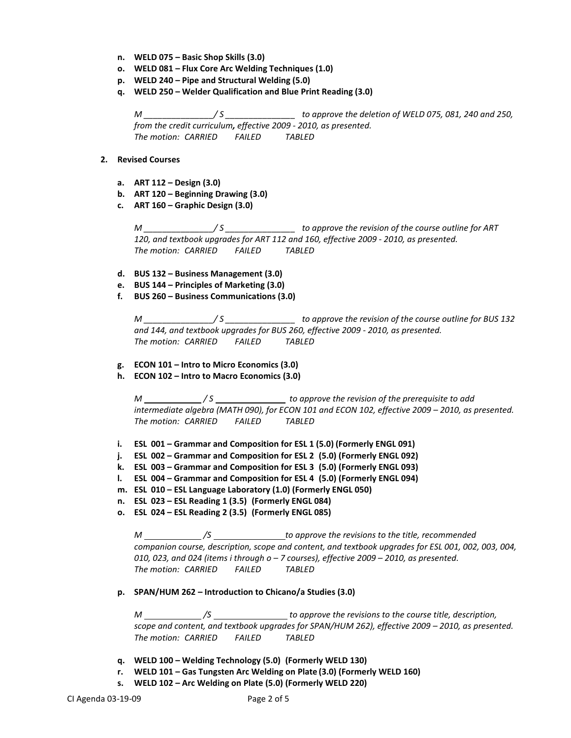n. **WELD 075 – Basic Shop Skills (3.0)**
o. **WELD 081 – Flux Core Arc Welding Techniques (1.0)**
p. **WELD 240 – Pipe and Structural Welding (5.0)**
q. **WELD 250 – Welder Qualification and Blue Print Reading (3.0)**

*M _______________/ S _______________ to approve the deletion of WELD 075, 081, 240 and 250, from the credit curriculum, effective 2009 - 2010, as presented.*
*The motion: CARRIED FAILED TABLED*

**2. Revised Courses**

a. **ART 112 – Design (3.0)**
b. **ART 120 – Beginning Drawing (3.0)**
c. **ART 160 – Graphic Design (3.0)**

*M _______________/ S _______________ to approve the revision of the course outline for ART 120, and textbook upgrades for ART 112 and 160, effective 2009 - 2010, as presented.*
*The motion: CARRIED FAILED TABLED*

d. **BUS 132 – Business Management (3.0)**
e. **BUS 144 – Principles of Marketing (3.0)**
f. **BUS 260 – Business Communications (3.0)**

*M _______________/ S _______________ to approve the revision of the course outline for BUS 132 and 144, and textbook upgrades for BUS 260, effective 2009 - 2010, as presented.*
*The motion: CARRIED FAILED TABLED*

g. **ECON 101 – Intro to Micro Economics (3.0)**
h. **ECON 102 – Intro to Macro Economics (3.0)**

*M ____________ / S _______________ to approve the revision of the prerequisite to add intermediate algebra (MATH 090), for ECON 101 and ECON 102, effective 2009 – 2010, as presented.*
*The motion: CARRIED FAILED TABLED*

i. **ESL 001 – Grammar and Composition for ESL 1 (5.0) (Formerly ENGL 091)**
j. **ESL 002 – Grammar and Composition for ESL 2 (5.0) (Formerly ENGL 092)**
k. **ESL 003 – Grammar and Composition for ESL 3 (5.0) (Formerly ENGL 093)**
l. **ESL 004 – Grammar and Composition for ESL 4 (5.0) (Formerly ENGL 094)**
m. **ESL 010 – ESL Language Laboratory (1.0) (Formerly ENGL 050)**
n. **ESL 023 – ESL Reading 1 (3.5) (Formerly ENGL 084)**
o. **ESL 024 – ESL Reading 2 (3.5) (Formerly ENGL 085)**

*M ____________ /S _______________to approve the revisions to the title, recommended companion course, description, scope and content, and textbook upgrades for ESL 001, 002, 003, 004, 010, 023, and 024 (items i through o – 7 courses), effective 2009 – 2010, as presented.*
*The motion: CARRIED FAILED TABLED*

p. **SPAN/HUM 262 – Introduction to Chicano/a Studies (3.0)**

*M ____________ /S _______________ to approve the revisions to the course title, description, scope and content, and textbook upgrades for SPAN/HUM 262), effective 2009 – 2010, as presented.*
*The motion: CARRIED FAILED TABLED*

q. **WELD 100 – Welding Technology (5.0) (Formerly WELD 130)**
r. **WELD 101 – Gas Tungsten Arc Welding on Plate (3.0) (Formerly WELD 160)**
s. **WELD 102 – Arc Welding on Plate (5.0) (Formerly WELD 220)**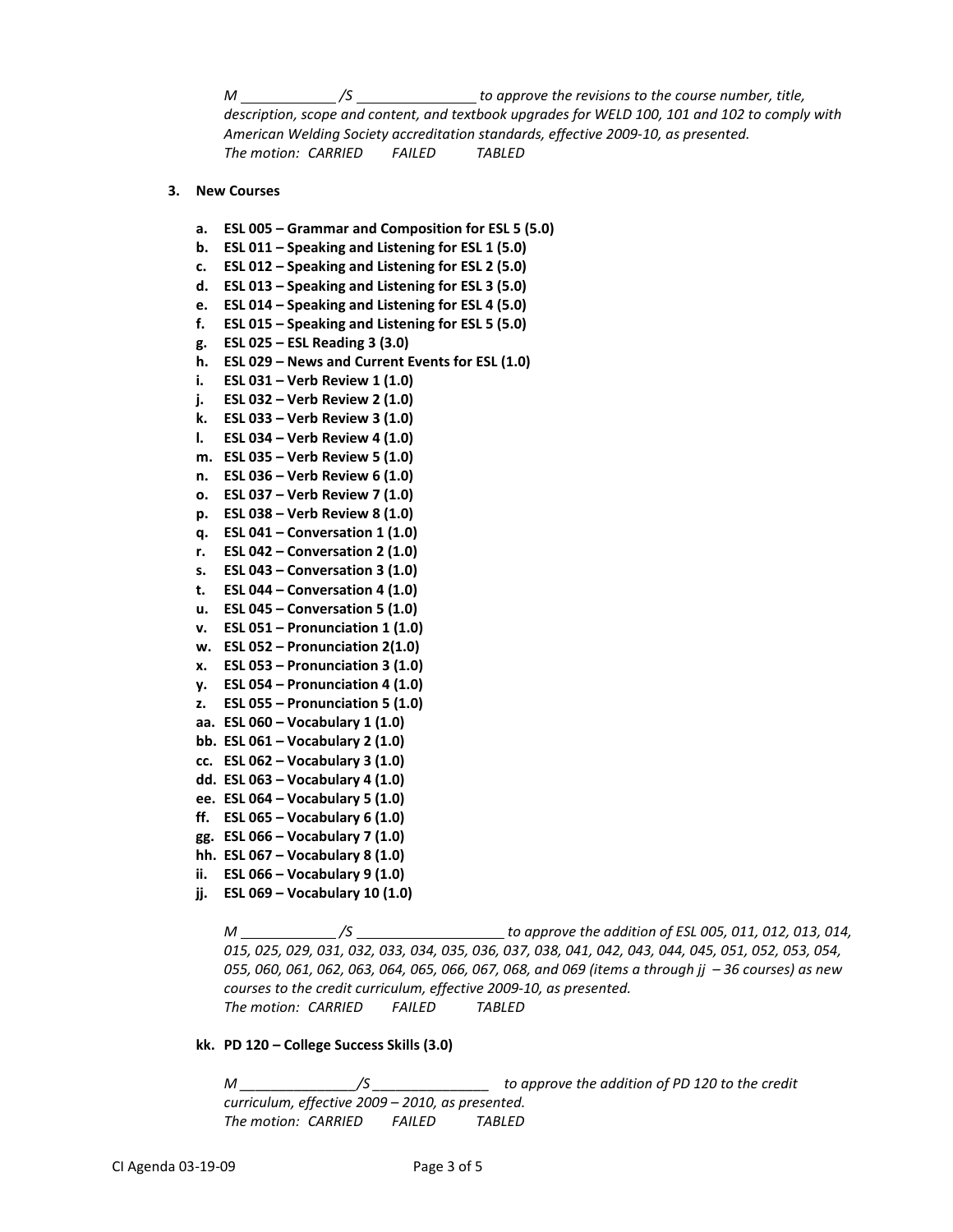*M \_\_\_\_\_\_\_\_\_\_\_\_ /S \_\_\_\_\_\_\_\_\_\_\_\_\_\_\_ to approve the revisions to the course number, title, description, scope and content, and textbook upgrades for WELD 100, 101 and 102 to comply with American Welding Society accreditation standards, effective 2009-10, as presented.*
*The motion: CARRIED FAILED TABLED*

3. **New Courses**

   a. **ESL 005 – Grammar and Composition for ESL 5 (5.0)**
   b. **ESL 011 – Speaking and Listening for ESL 1 (5.0)**
   c. **ESL 012 – Speaking and Listening for ESL 2 (5.0)**
   d. **ESL 013 – Speaking and Listening for ESL 3 (5.0)**
   e. **ESL 014 – Speaking and Listening for ESL 4 (5.0)**
   f. **ESL 015 – Speaking and Listening for ESL 5 (5.0)**
   g. **ESL 025 – ESL Reading 3 (3.0)**
   h. **ESL 029 – News and Current Events for ESL (1.0)**
   i. **ESL 031 – Verb Review 1 (1.0)**
   j. **ESL 032 – Verb Review 2 (1.0)**
   k. **ESL 033 – Verb Review 3 (1.0)**
   l. **ESL 034 – Verb Review 4 (1.0)**
   m. **ESL 035 – Verb Review 5 (1.0)**
   n. **ESL 036 – Verb Review 6 (1.0)**
   o. **ESL 037 – Verb Review 7 (1.0)**
   p. **ESL 038 – Verb Review 8 (1.0)**
   q. **ESL 041 – Conversation 1 (1.0)**
   r. **ESL 042 – Conversation 2 (1.0)**
   s. **ESL 043 – Conversation 3 (1.0)**
   t. **ESL 044 – Conversation 4 (1.0)**
   u. **ESL 045 – Conversation 5 (1.0)**
   v. **ESL 051 – Pronunciation 1 (1.0)**
   w. **ESL 052 – Pronunciation 2(1.0)**
   x. **ESL 053 – Pronunciation 3 (1.0)**
   y. **ESL 054 – Pronunciation 4 (1.0)**
   z. **ESL 055 – Pronunciation 5 (1.0)**
   aa. **ESL 060 – Vocabulary 1 (1.0)**
   bb. **ESL 061 – Vocabulary 2 (1.0)**
   cc. **ESL 062 – Vocabulary 3 (1.0)**
   dd. **ESL 063 – Vocabulary 4 (1.0)**
   ee. **ESL 064 – Vocabulary 5 (1.0)**
   ff. **ESL 065 – Vocabulary 6 (1.0)**
   gg. **ESL 066 – Vocabulary 7 (1.0)**
   hh. **ESL 067 – Vocabulary 8 (1.0)**
   ii. **ESL 066 – Vocabulary 9 (1.0)**
   jj. **ESL 069 – Vocabulary 10 (1.0)**

   *M \_\_\_\_\_\_\_\_\_\_\_\_ /S \_\_\_\_\_\_\_\_\_\_\_\_\_\_\_\_\_\_\_ to approve the addition of ESL 005, 011, 012, 013, 014, 015, 025, 029, 031, 032, 033, 034, 035, 036, 037, 038, 041, 042, 043, 044, 045, 051, 052, 053, 054, 055, 060, 061, 062, 063, 064, 065, 066, 067, 068, and 069 (items a through jj – 36 courses) as new courses to the credit curriculum, effective 2009-10, as presented.*
   *The motion: CARRIED FAILED TABLED*

   kk. **PD 120 – College Success Skills (3.0)**

   *M \_\_\_\_\_\_\_\_\_\_\_\_\_\_\_/S \_\_\_\_\_\_\_\_\_\_\_\_\_\_\_ to approve the addition of PD 120 to the credit curriculum, effective 2009 – 2010, as presented.*
   *The motion: CARRIED FAILED TABLED*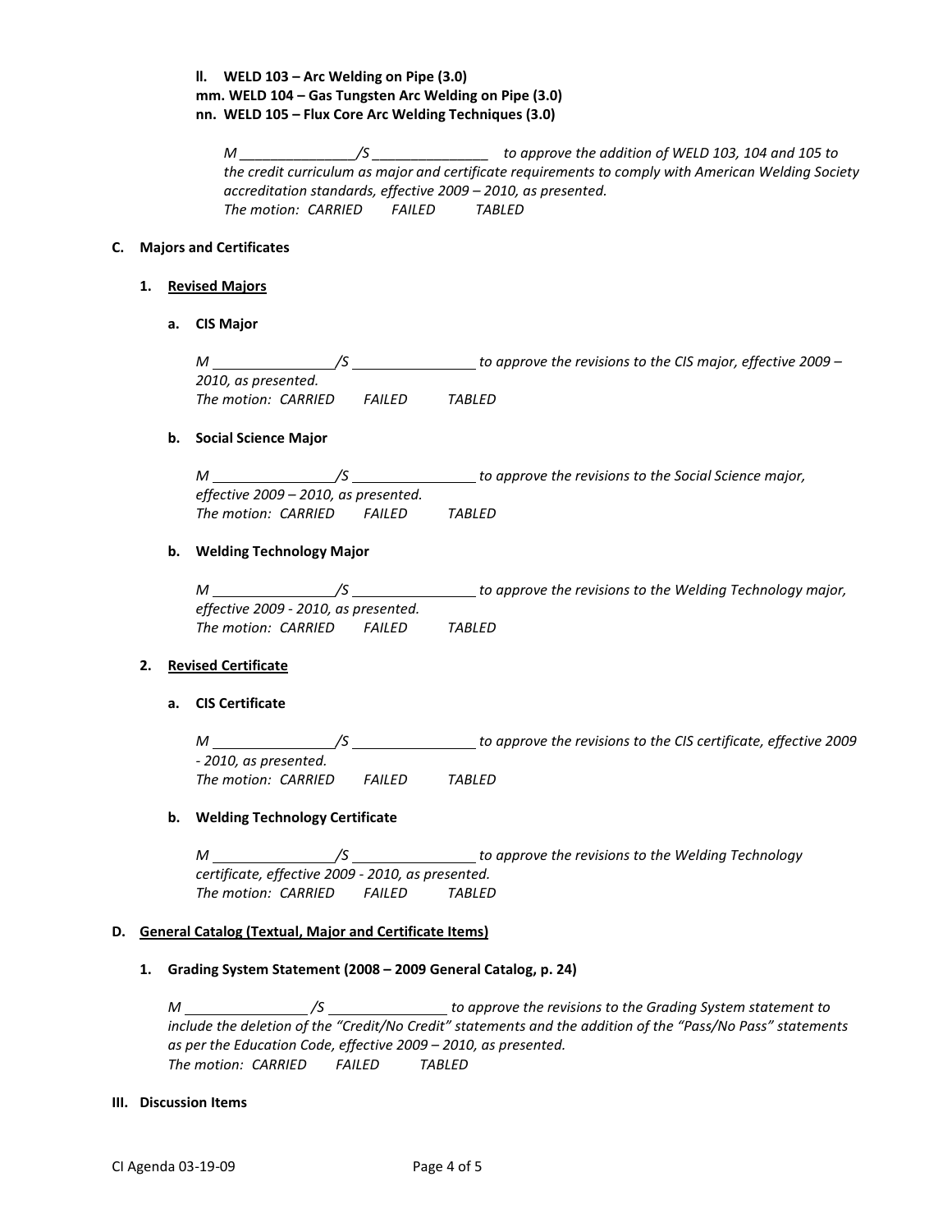**ll. WELD 103 – Arc Welding on Pipe (3.0)**
**mm. WELD 104 – Gas Tungsten Arc Welding on Pipe (3.0)**
**nn. WELD 105 – Flux Core Arc Welding Techniques (3.0)**

*M \_\_\_\_\_\_\_\_\_\_\_\_\_\_\_/S \_\_\_\_\_\_\_\_\_\_\_\_\_\_\_ to approve the addition of WELD 103, 104 and 105 to the credit curriculum as major and certificate requirements to comply with American Welding Society accreditation standards, effective 2009 – 2010, as presented.*
*The motion: CARRIED FAILED TABLED*

**C. Majors and Certificates**

**1. Revised Majors**

**a. CIS Major**

*M \_\_\_\_\_\_\_\_\_\_\_\_\_\_\_/S \_\_\_\_\_\_\_\_\_\_\_\_\_\_\_ to approve the revisions to the CIS major, effective 2009 – 2010, as presented.*
*The motion: CARRIED FAILED TABLED*

**b. Social Science Major**

*M \_\_\_\_\_\_\_\_\_\_\_\_\_\_\_/S \_\_\_\_\_\_\_\_\_\_\_\_\_\_\_ to approve the revisions to the Social Science major, effective 2009 – 2010, as presented.*
*The motion: CARRIED FAILED TABLED*

**b. Welding Technology Major**

*M \_\_\_\_\_\_\_\_\_\_\_\_\_\_\_/S \_\_\_\_\_\_\_\_\_\_\_\_\_\_\_ to approve the revisions to the Welding Technology major, effective 2009 - 2010, as presented.*
*The motion: CARRIED FAILED TABLED*

**2. Revised Certificate**

**a. CIS Certificate**

*M \_\_\_\_\_\_\_\_\_\_\_\_\_\_\_/S \_\_\_\_\_\_\_\_\_\_\_\_\_\_\_ to approve the revisions to the CIS certificate, effective 2009 - 2010, as presented.*
*The motion: CARRIED FAILED TABLED*

**b. Welding Technology Certificate**

*M \_\_\_\_\_\_\_\_\_\_\_\_\_\_\_/S \_\_\_\_\_\_\_\_\_\_\_\_\_\_\_ to approve the revisions to the Welding Technology certificate, effective 2009 - 2010, as presented.*
*The motion: CARRIED FAILED TABLED*

**D. General Catalog (Textual, Major and Certificate Items)**

**1. Grading System Statement (2008 – 2009 General Catalog, p. 24)**

*M \_\_\_\_\_\_\_\_\_\_\_\_\_\_\_/S \_\_\_\_\_\_\_\_\_\_\_\_\_\_\_ to approve the revisions to the Grading System statement to include the deletion of the "Credit/No Credit" statements and the addition of the "Pass/No Pass" statements as per the Education Code, effective 2009 – 2010, as presented.*
*The motion: CARRIED FAILED TABLED*

**III. Discussion Items**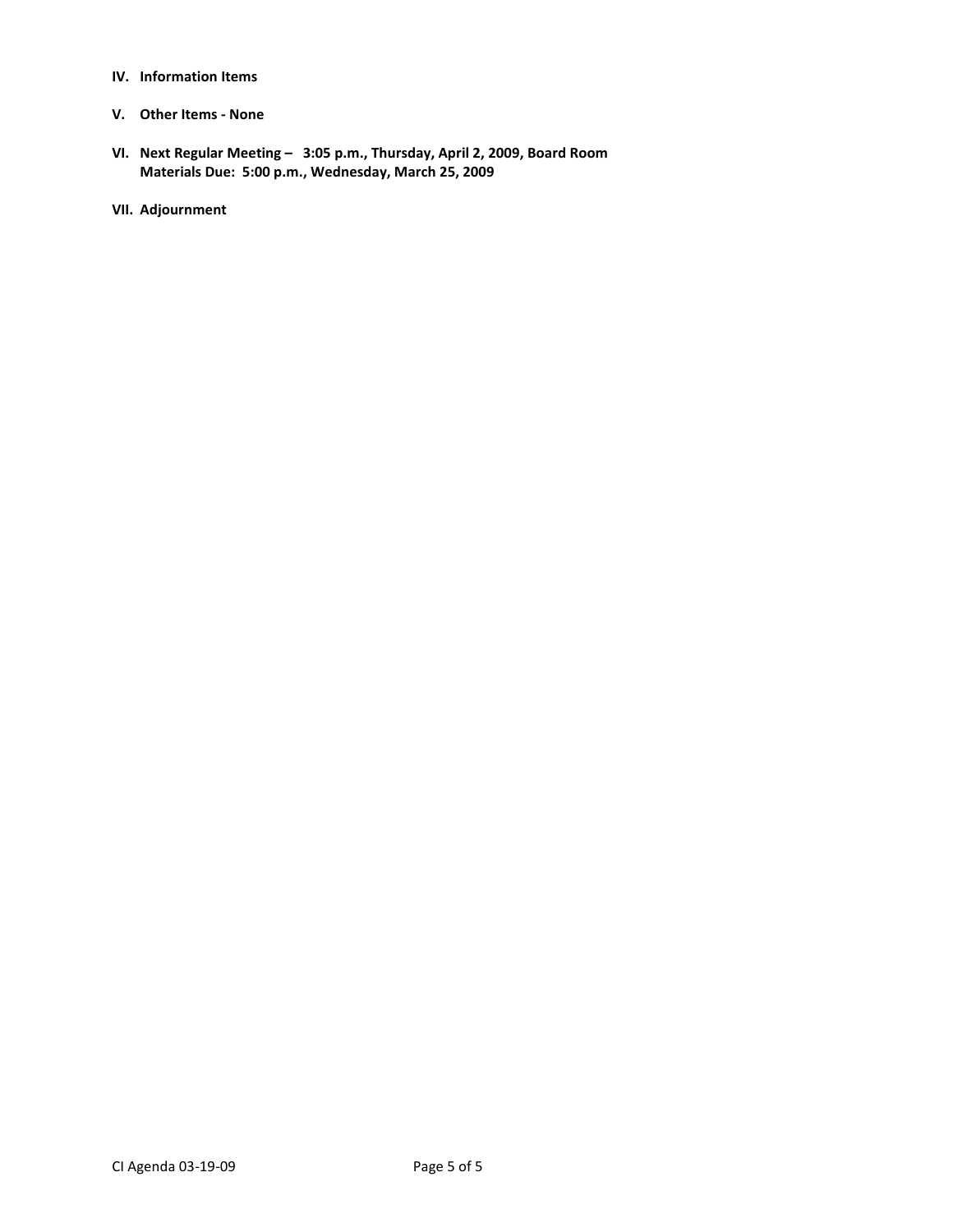**IV. Information Items**

**V. Other Items - None**

**VI. Next Regular Meeting – 3:05 p.m., Thursday, April 2, 2009, Board Room**
**Materials Due: 5:00 p.m., Wednesday, March 25, 2009**

**VII. Adjournment**